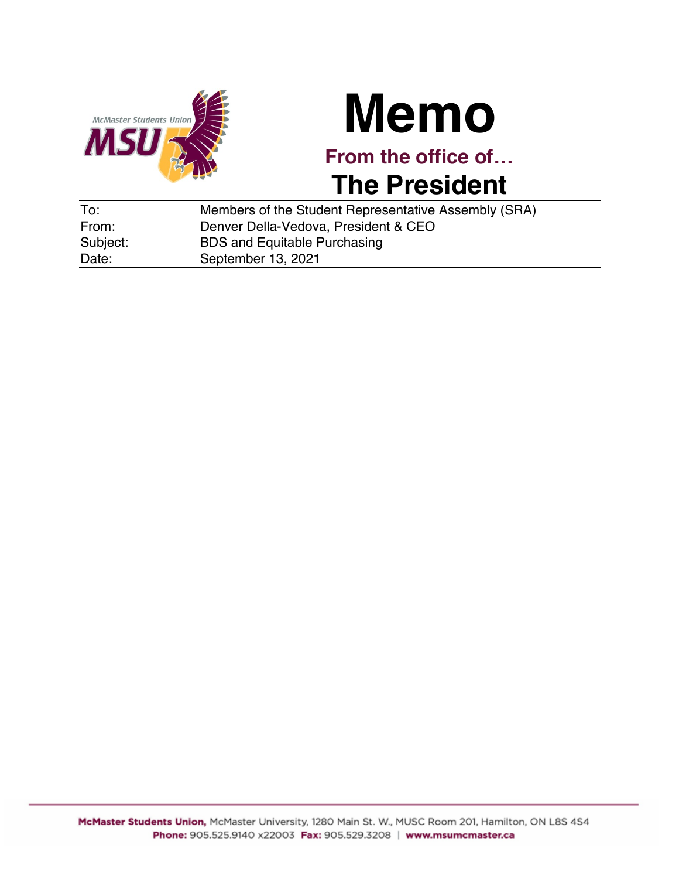McMaster Students Union
MSU

# Memo

**From the office of…**

## The President

| | |
|---|---|
| To: | Members of the Student Representative Assembly (SRA) |
| From: | Denver Della-Vedova, President & CEO |
| Subject: | BDS and Equitable Purchasing |
| Date: | September 13, 2021 |

**McMaster Students Union,** McMaster University, 1280 Main St. W., MUSC Room 201, Hamilton, ON L8S 4S4
**Phone:** 905.525.9140 x22003 **Fax:** 905.529.3208 | **www.msumcmaster.ca**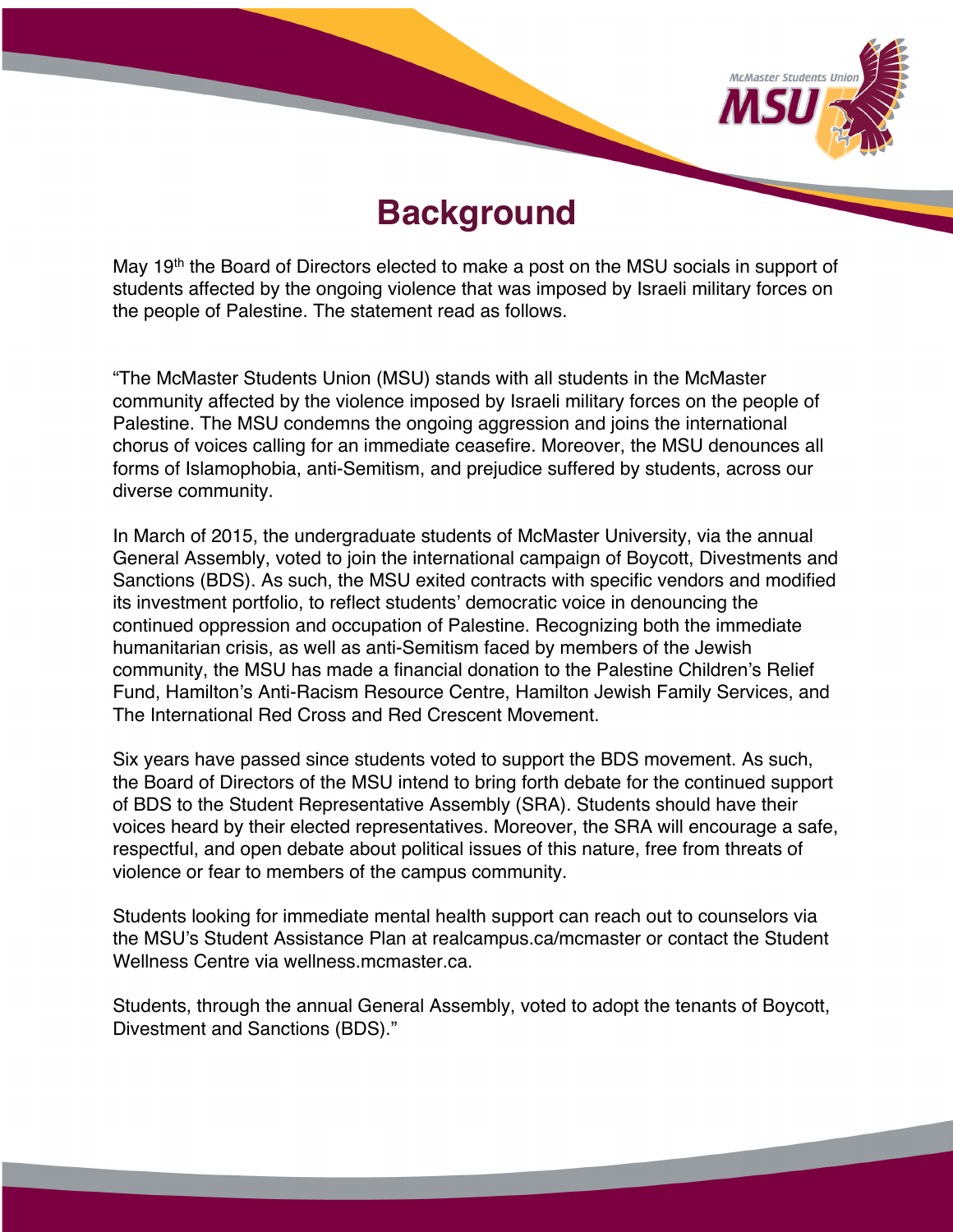# Background

May 19th the Board of Directors elected to make a post on the MSU socials in support of students affected by the ongoing violence that was imposed by Israeli military forces on the people of Palestine. The statement read as follows.

"The McMaster Students Union (MSU) stands with all students in the McMaster community affected by the violence imposed by Israeli military forces on the people of Palestine. The MSU condemns the ongoing aggression and joins the international chorus of voices calling for an immediate ceasefire. Moreover, the MSU denounces all forms of Islamophobia, anti-Semitism, and prejudice suffered by students, across our diverse community.

In March of 2015, the undergraduate students of McMaster University, via the annual General Assembly, voted to join the international campaign of Boycott, Divestments and Sanctions (BDS). As such, the MSU exited contracts with specific vendors and modified its investment portfolio, to reflect students' democratic voice in denouncing the continued oppression and occupation of Palestine. Recognizing both the immediate humanitarian crisis, as well as anti-Semitism faced by members of the Jewish community, the MSU has made a financial donation to the Palestine Children's Relief Fund, Hamilton's Anti-Racism Resource Centre, Hamilton Jewish Family Services, and The International Red Cross and Red Crescent Movement.

Six years have passed since students voted to support the BDS movement. As such, the Board of Directors of the MSU intend to bring forth debate for the continued support of BDS to the Student Representative Assembly (SRA). Students should have their voices heard by their elected representatives. Moreover, the SRA will encourage a safe, respectful, and open debate about political issues of this nature, free from threats of violence or fear to members of the campus community.

Students looking for immediate mental health support can reach out to counselors via the MSU's Student Assistance Plan at realcampus.ca/mcmaster or contact the Student Wellness Centre via wellness.mcmaster.ca.

Students, through the annual General Assembly, voted to adopt the tenants of Boycott, Divestment and Sanctions (BDS)."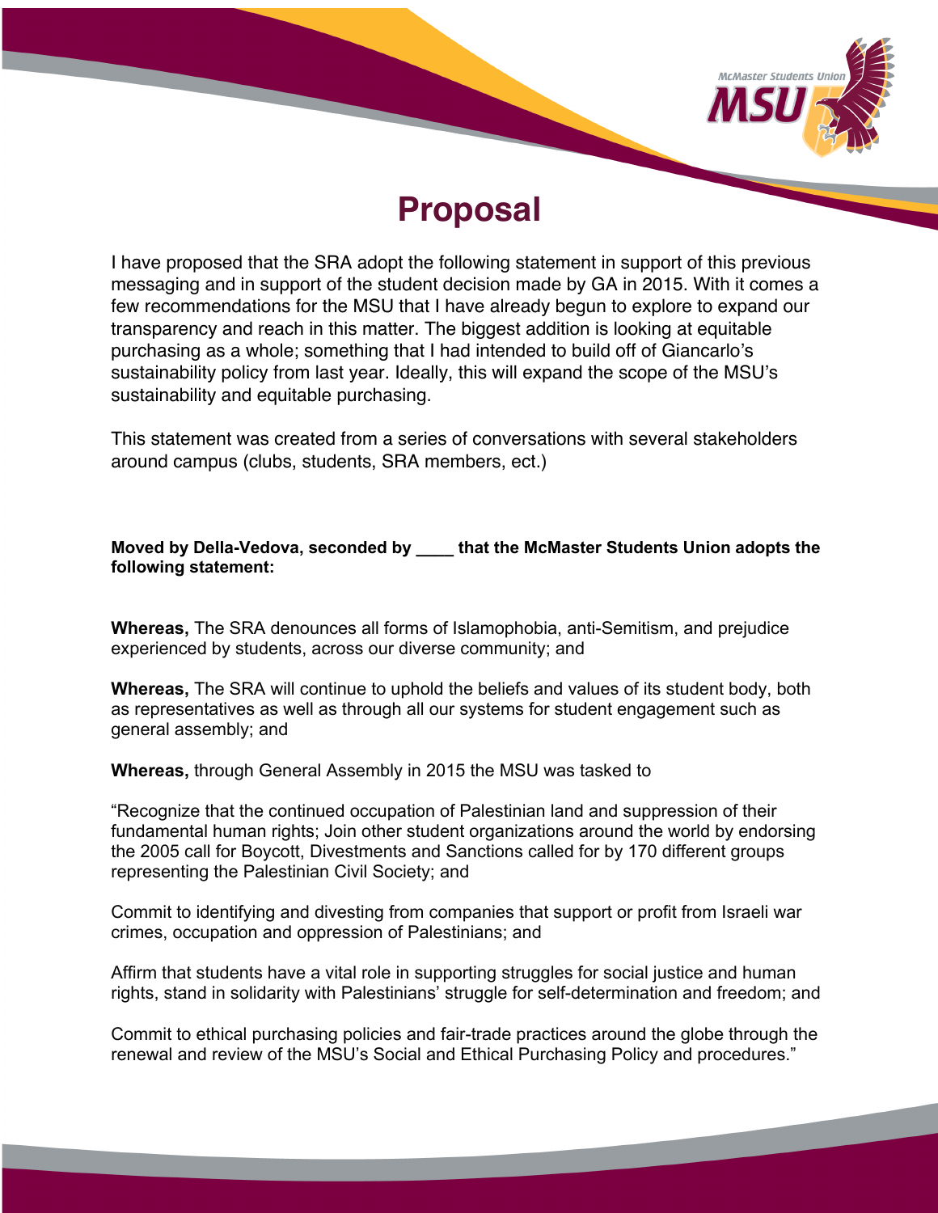# Proposal

I have proposed that the SRA adopt the following statement in support of this previous messaging and in support of the student decision made by GA in 2015. With it comes a few recommendations for the MSU that I have already begun to explore to expand our transparency and reach in this matter. The biggest addition is looking at equitable purchasing as a whole; something that I had intended to build off of Giancarlo's sustainability policy from last year. Ideally, this will expand the scope of the MSU's sustainability and equitable purchasing.

This statement was created from a series of conversations with several stakeholders around campus (clubs, students, SRA members, ect.)

**Moved by Della-Vedova, seconded by ____ that the McMaster Students Union adopts the following statement:**

**Whereas,** The SRA denounces all forms of Islamophobia, anti-Semitism, and prejudice experienced by students, across our diverse community; and

**Whereas,** The SRA will continue to uphold the beliefs and values of its student body, both as representatives as well as through all our systems for student engagement such as general assembly; and

**Whereas,** through General Assembly in 2015 the MSU was tasked to

"Recognize that the continued occupation of Palestinian land and suppression of their fundamental human rights; Join other student organizations around the world by endorsing the 2005 call for Boycott, Divestments and Sanctions called for by 170 different groups representing the Palestinian Civil Society; and

Commit to identifying and divesting from companies that support or profit from Israeli war crimes, occupation and oppression of Palestinians; and

Affirm that students have a vital role in supporting struggles for social justice and human rights, stand in solidarity with Palestinians' struggle for self-determination and freedom; and

Commit to ethical purchasing policies and fair-trade practices around the globe through the renewal and review of the MSU's Social and Ethical Purchasing Policy and procedures."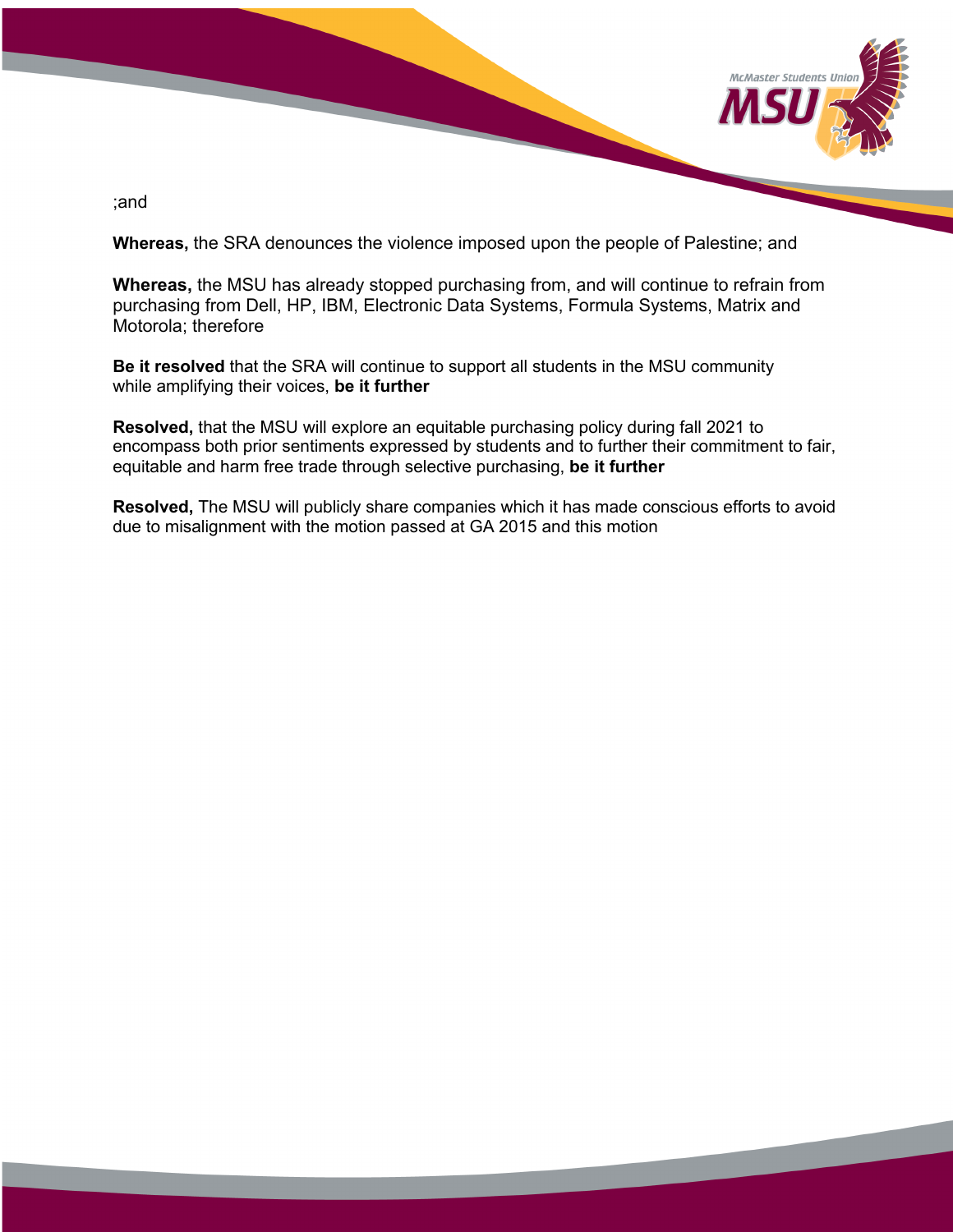;and

**Whereas,** the SRA denounces the violence imposed upon the people of Palestine; and

**Whereas,** the MSU has already stopped purchasing from, and will continue to refrain from purchasing from Dell, HP, IBM, Electronic Data Systems, Formula Systems, Matrix and Motorola; therefore

**Be it resolved** that the SRA will continue to support all students in the MSU community while amplifying their voices, **be it further**

**Resolved,** that the MSU will explore an equitable purchasing policy during fall 2021 to encompass both prior sentiments expressed by students and to further their commitment to fair, equitable and harm free trade through selective purchasing, **be it further**

**Resolved,** The MSU will publicly share companies which it has made conscious efforts to avoid due to misalignment with the motion passed at GA 2015 and this motion